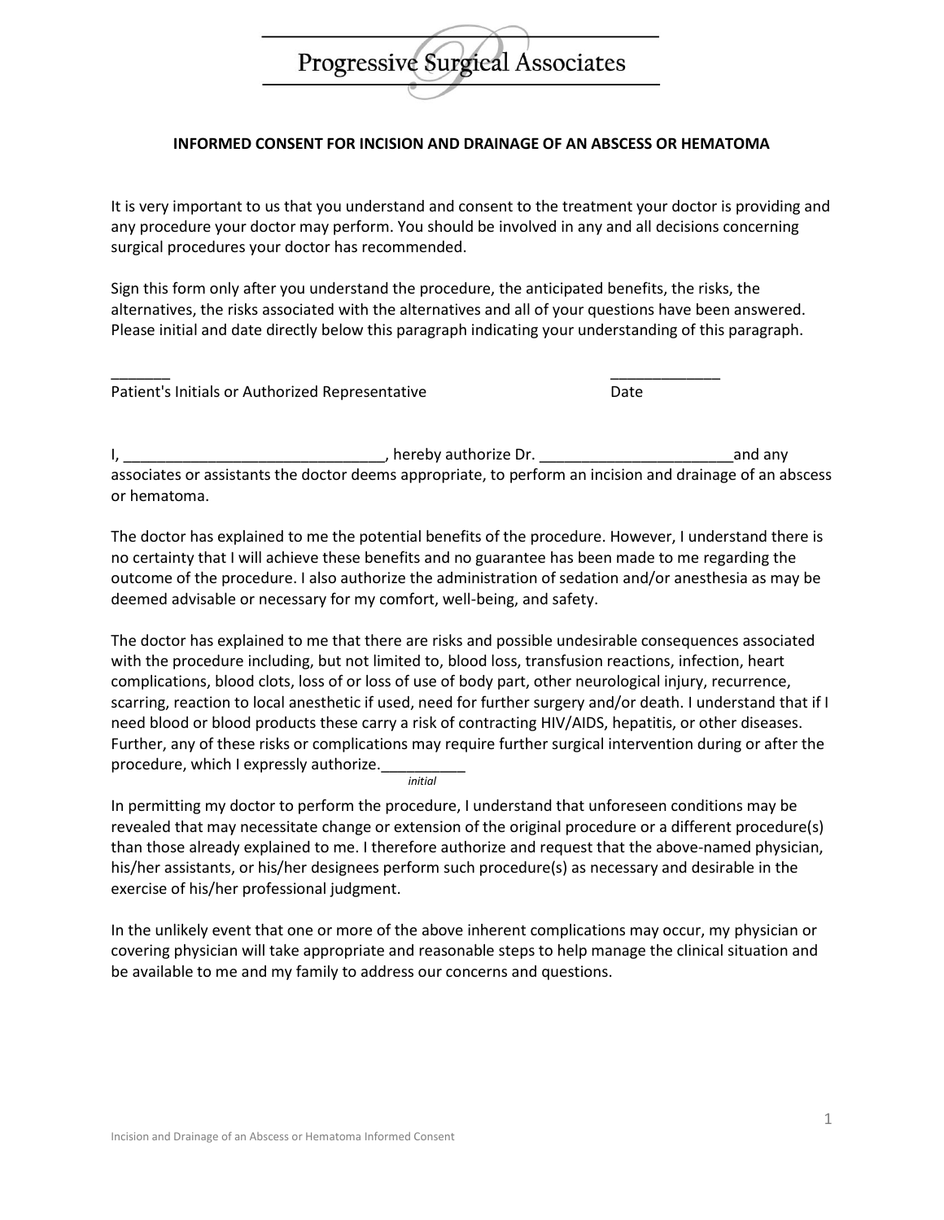Progressive Surgical Associates

## INFORMED CONSENT FOR INCISION AND DRAINAGE OF AN ABSCESS OR HEMATOMA

It is very important to us that you understand and consent to the treatment your doctor is providing and any procedure your doctor may perform. You should be involved in any and all decisions concerning surgical procedures your doctor has recommended.

Sign this form only after you understand the procedure, the anticipated benefits, the risks, the alternatives, the risks associated with the alternatives and all of your questions have been answered. Please initial and date directly below this paragraph indicating your understanding of this paragraph.

_______ _____________
Patient's Initials or Authorized Representative Date

I, _______________________________, hereby authorize Dr. _______________________and any associates or assistants the doctor deems appropriate, to perform an incision and drainage of an abscess or hematoma.

The doctor has explained to me the potential benefits of the procedure. However, I understand there is no certainty that I will achieve these benefits and no guarantee has been made to me regarding the outcome of the procedure. I also authorize the administration of sedation and/or anesthesia as may be deemed advisable or necessary for my comfort, well-being, and safety.

The doctor has explained to me that there are risks and possible undesirable consequences associated with the procedure including, but not limited to, blood loss, transfusion reactions, infection, heart complications, blood clots, loss of or loss of use of body part, other neurological injury, recurrence, scarring, reaction to local anesthetic if used, need for further surgery and/or death. I understand that if I need blood or blood products these carry a risk of contracting HIV/AIDS, hepatitis, or other diseases. Further, any of these risks or complications may require further surgical intervention during or after the procedure, which I expressly authorize.__________
*initial*

In permitting my doctor to perform the procedure, I understand that unforeseen conditions may be revealed that may necessitate change or extension of the original procedure or a different procedure(s) than those already explained to me. I therefore authorize and request that the above-named physician, his/her assistants, or his/her designees perform such procedure(s) as necessary and desirable in the exercise of his/her professional judgment.

In the unlikely event that one or more of the above inherent complications may occur, my physician or covering physician will take appropriate and reasonable steps to help manage the clinical situation and be available to me and my family to address our concerns and questions.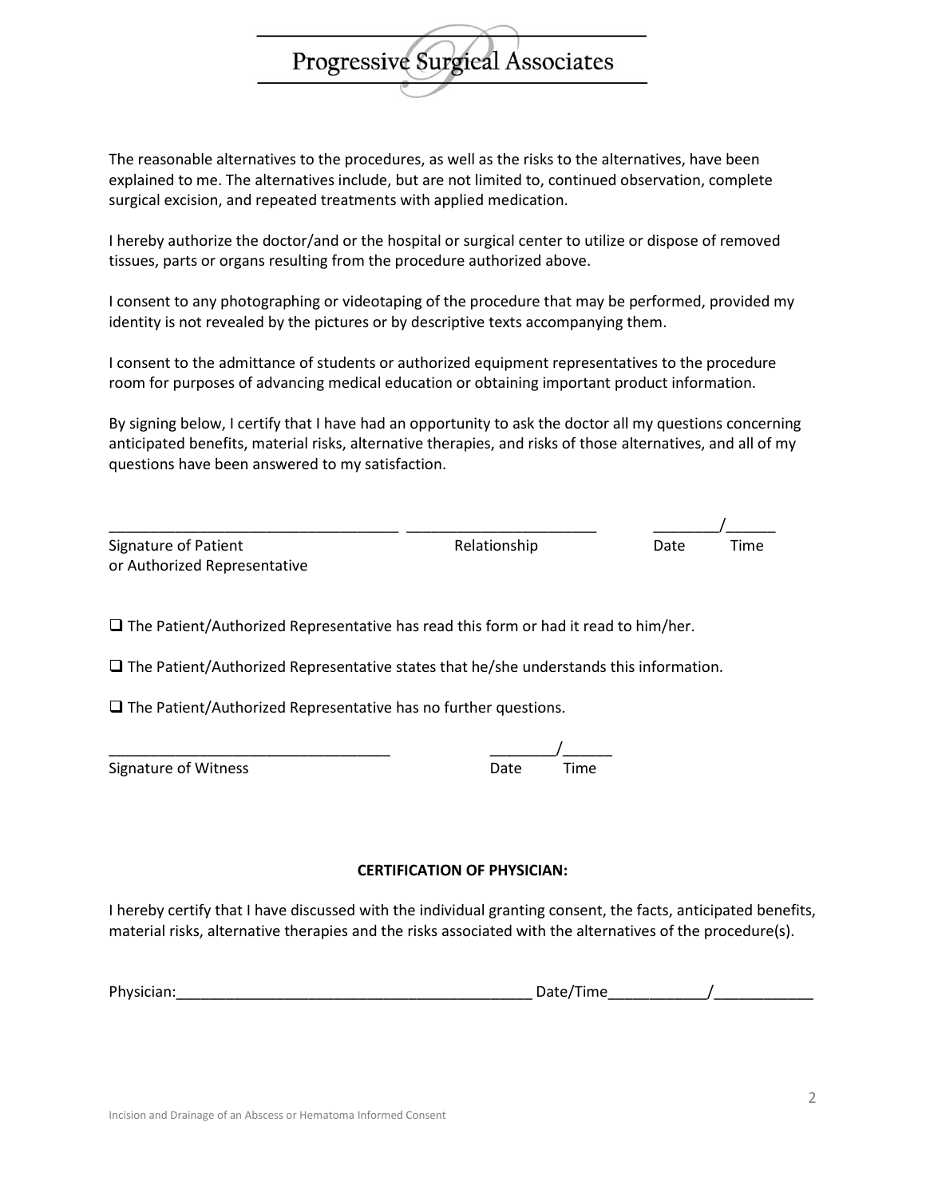The reasonable alternatives to the procedures, as well as the risks to the alternatives, have been explained to me. The alternatives include, but are not limited to, continued observation, complete surgical excision, and repeated treatments with applied medication.

I hereby authorize the doctor/and or the hospital or surgical center to utilize or dispose of removed tissues, parts or organs resulting from the procedure authorized above.

I consent to any photographing or videotaping of the procedure that may be performed, provided my identity is not revealed by the pictures or by descriptive texts accompanying them.

I consent to the admittance of students or authorized equipment representatives to the procedure room for purposes of advancing medical education or obtaining important product information.

By signing below, I certify that I have had an opportunity to ask the doctor all my questions concerning anticipated benefits, material risks, alternative therapies, and risks of those alternatives, and all of my questions have been answered to my satisfaction.

___________________________________ _______________________ ________/______

Signature of Patient or Authorized Representative — Relationship — Date — Time

☐ The Patient/Authorized Representative has read this form or had it read to him/her.

☐ The Patient/Authorized Representative states that he/she understands this information.

☐ The Patient/Authorized Representative has no further questions.

__________________________________ ________/______

Signature of Witness — Date — Time

**CERTIFICATION OF PHYSICIAN:**

I hereby certify that I have discussed with the individual granting consent, the facts, anticipated benefits, material risks, alternative therapies and the risks associated with the alternatives of the procedure(s).

Physician:____________________________________________ Date/Time____________/____________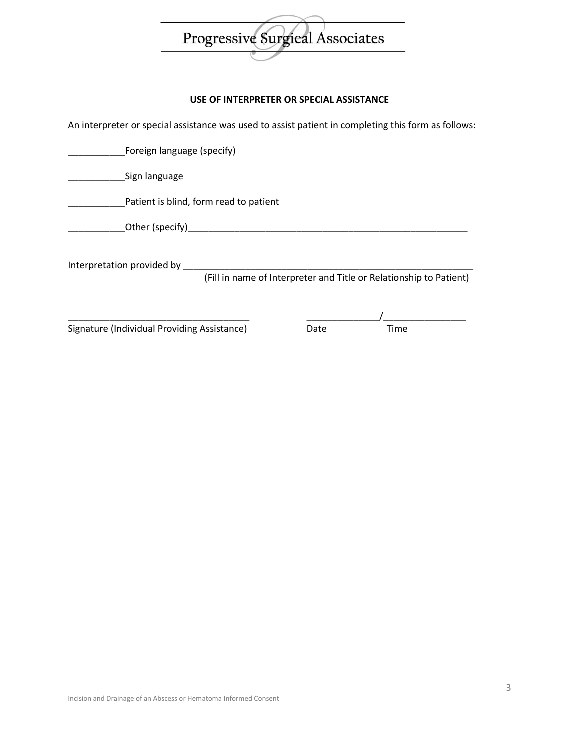# Progressive Surgical Associates

## USE OF INTERPRETER OR SPECIAL ASSISTANCE

An interpreter or special assistance was used to assist patient in completing this form as follows:

___________Foreign language (specify)

___________Sign language

___________Patient is blind, form read to patient

___________Other (specify)_________________________________________________________

Interpretation provided by _________________________________________________________
(Fill in name of Interpreter and Title or Relationship to Patient)

___________________________________ ______________/________________
Signature (Individual Providing Assistance) Date Time

Incision and Drainage of an Abscess or Hematoma Informed Consent